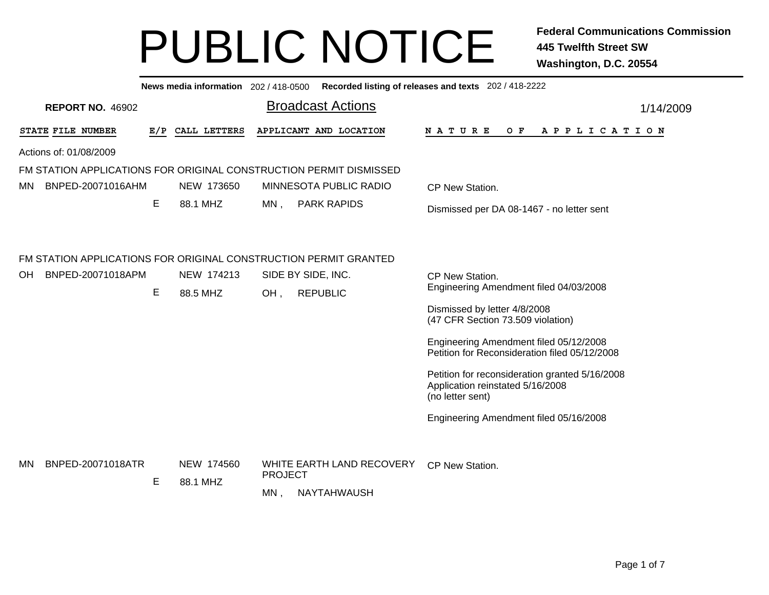# PUBLIC NOTICE

**Federal Communications Commission**
**445 Twelfth Street SW**
**Washington, D.C. 20554**

**News media information** 202 / 418-0500 **Recorded listing of releases and texts** 202 / 418-2222

**REPORT NO.** 46902

## Broadcast Actions

1/14/2009

| STATE | FILE NUMBER | E/P | CALL LETTERS | APPLICANT AND LOCATION | NATURE OF APPLICATION |
|---|---|---|---|---|---|

Actions of: 01/08/2009

### FM STATION APPLICATIONS FOR ORIGINAL CONSTRUCTION PERMIT DISMISSED

| STATE | FILE NUMBER | E/P | CALL LETTERS | APPLICANT AND LOCATION | NATURE OF APPLICATION |
|---|---|---|---|---|---|
| MN | BNPED-20071016AHM | E | NEW 173650<br>88.1 MHZ | MINNESOTA PUBLIC RADIO<br>MN , PARK RAPIDS | CP New Station.<br><br>Dismissed per DA 08-1467 - no letter sent |

### FM STATION APPLICATIONS FOR ORIGINAL CONSTRUCTION PERMIT GRANTED

| STATE | FILE NUMBER | E/P | CALL LETTERS | APPLICANT AND LOCATION | NATURE OF APPLICATION |
|---|---|---|---|---|---|
| OH | BNPED-20071018APM | E | NEW 174213<br>88.5 MHZ | SIDE BY SIDE, INC.<br>OH , REPUBLIC | CP New Station.<br>Engineering Amendment filed 04/03/2008<br><br>Dismissed by letter 4/8/2008<br>(47 CFR Section 73.509 violation)<br><br>Engineering Amendment filed 05/12/2008<br>Petition for Reconsideration filed 05/12/2008<br><br>Petition for reconsideration granted 5/16/2008<br>Application reinstated 5/16/2008<br>(no letter sent)<br><br>Engineering Amendment filed 05/16/2008 |
| MN | BNPED-20071018ATR | E | NEW 174560<br>88.1 MHZ | WHITE EARTH LAND RECOVERY PROJECT<br>MN , NAYTAHWAUSH | CP New Station. |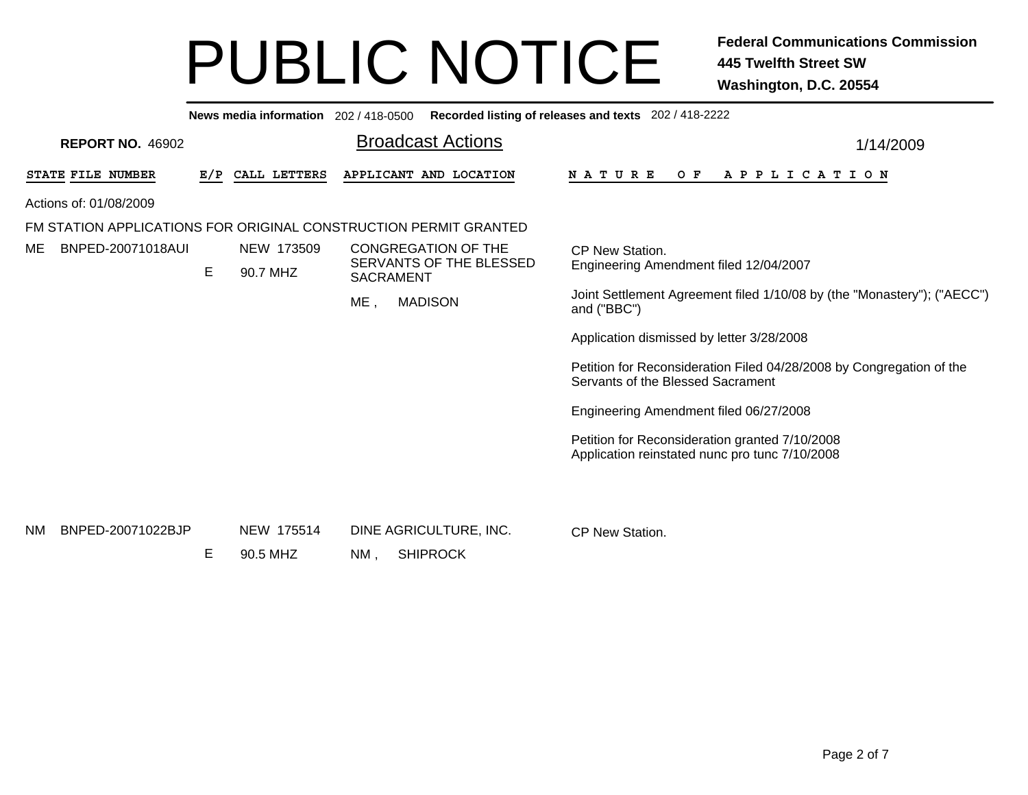# PUBLIC NOTICE

**Federal Communications Commission**
**445 Twelfth Street SW**
**Washington, D.C. 20554**

**News media information** 202 / 418-0500 **Recorded listing of releases and texts** 202 / 418-2222

**REPORT NO.** 46902

## Broadcast Actions

1/14/2009

Actions of: 01/08/2009

FM STATION APPLICATIONS FOR ORIGINAL CONSTRUCTION PERMIT GRANTED

| STATE | FILE NUMBER | E/P | CALL LETTERS | APPLICANT AND LOCATION | NATURE OF APPLICATION |
|---|---|---|---|---|---|
| ME | BNPED-20071018AUI | E | NEW 173509<br>90.7 MHZ | CONGREGATION OF THE SERVANTS OF THE BLESSED SACRAMENT<br>ME , MADISON | CP New Station.<br>Engineering Amendment filed 12/04/2007<br><br>Joint Settlement Agreement filed 1/10/08 by (the "Monastery"); ("AECC") and ("BBC")<br><br>Application dismissed by letter 3/28/2008<br><br>Petition for Reconsideration Filed 04/28/2008 by Congregation of the Servants of the Blessed Sacrament<br><br>Engineering Amendment filed 06/27/2008<br><br>Petition for Reconsideration granted 7/10/2008<br>Application reinstated nunc pro tunc 7/10/2008 |
| NM | BNPED-20071022BJP | E | NEW 175514<br>90.5 MHZ | DINE AGRICULTURE, INC.<br>NM , SHIPROCK | CP New Station. |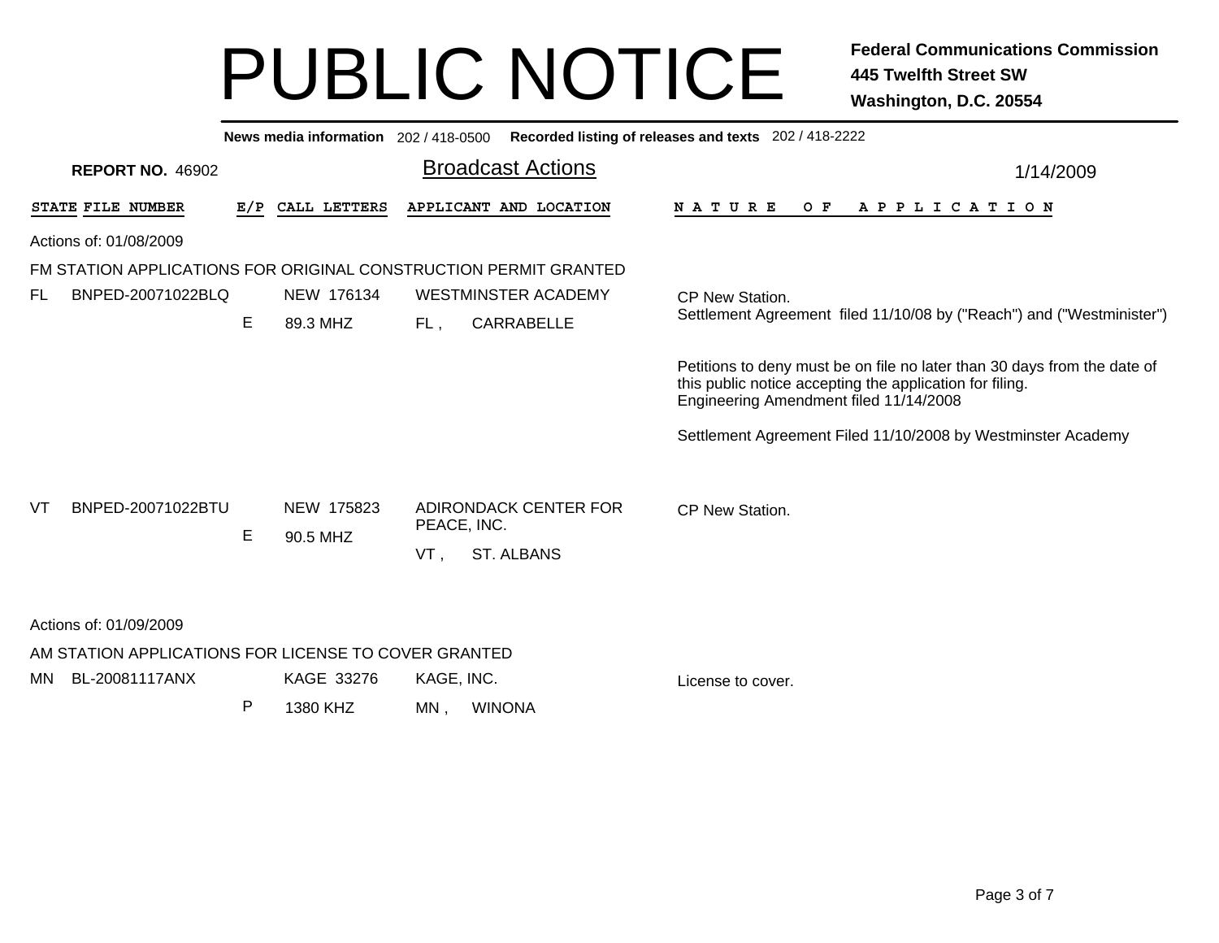# PUBLIC NOTICE

**Federal Communications Commission**
**445 Twelfth Street SW**
**Washington, D.C. 20554**

**News media information** 202 / 418-0500 **Recorded listing of releases and texts** 202 / 418-2222

**REPORT NO.** 46902

## Broadcast Actions

1/14/2009

| STATE | FILE NUMBER | E/P | CALL LETTERS | APPLICANT AND LOCATION | NATURE OF APPLICATION |
|---|---|---|---|---|---|

Actions of: 01/08/2009

FM STATION APPLICATIONS FOR ORIGINAL CONSTRUCTION PERMIT GRANTED

| STATE | FILE NUMBER | E/P | CALL LETTERS | APPLICANT AND LOCATION | NATURE OF APPLICATION |
|---|---|---|---|---|---|
| FL | BNPED-20071022BLQ | E | NEW 176134<br>89.3 MHZ | WESTMINSTER ACADEMY<br>FL , CARRABELLE | CP New Station.<br>Settlement Agreement filed 11/10/08 by ("Reach") and ("Westminister")<br><br>Petitions to deny must be on file no later than 30 days from the date of this public notice accepting the application for filing.<br>Engineering Amendment filed 11/14/2008<br><br>Settlement Agreement Filed 11/10/2008 by Westminster Academy |
| VT | BNPED-20071022BTU | E | NEW 175823<br>90.5 MHZ | ADIRONDACK CENTER FOR PEACE, INC.<br>VT , ST. ALBANS | CP New Station. |

Actions of: 01/09/2009

AM STATION APPLICATIONS FOR LICENSE TO COVER GRANTED

| STATE | FILE NUMBER | E/P | CALL LETTERS | APPLICANT AND LOCATION | NATURE OF APPLICATION |
|---|---|---|---|---|---|
| MN | BL-20081117ANX | P | KAGE 33276<br>1380 KHZ | KAGE, INC.<br>MN , WINONA | License to cover. |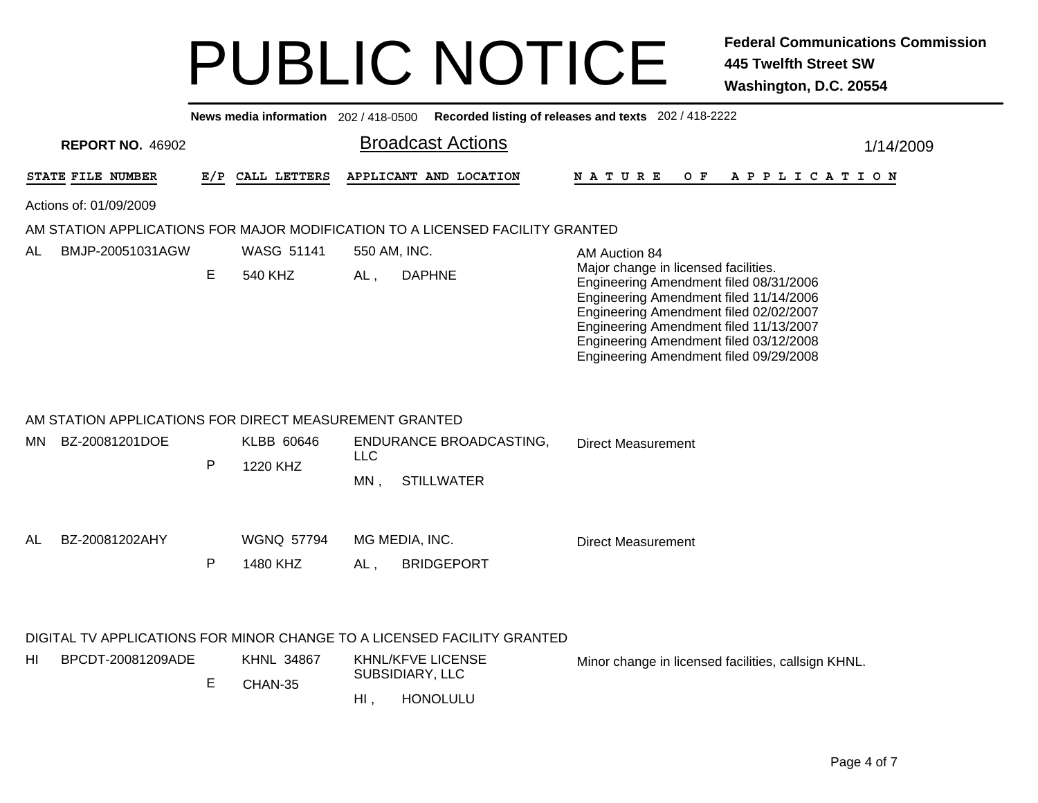# PUBLIC NOTICE

**Federal Communications Commission**
**445 Twelfth Street SW**
**Washington, D.C. 20554**

**News media information** 202 / 418-0500 **Recorded listing of releases and texts** 202 / 418-2222

**REPORT NO.** 46902

## Broadcast Actions

1/14/2009

Actions of: 01/09/2009

### AM STATION APPLICATIONS FOR MAJOR MODIFICATION TO A LICENSED FACILITY GRANTED

| STATE | FILE NUMBER | E/P | CALL LETTERS | APPLICANT AND LOCATION | NATURE OF APPLICATION |
|---|---|---|---|---|---|
| AL | BMJP-20051031AGW | E | WASG 51141<br>540 KHZ | 550 AM, INC.<br>AL , DAPHNE | AM Auction 84<br>Major change in licensed facilities.<br>Engineering Amendment filed 08/31/2006<br>Engineering Amendment filed 11/14/2006<br>Engineering Amendment filed 02/02/2007<br>Engineering Amendment filed 11/13/2007<br>Engineering Amendment filed 03/12/2008<br>Engineering Amendment filed 09/29/2008 |

### AM STATION APPLICATIONS FOR DIRECT MEASUREMENT GRANTED

| STATE | FILE NUMBER | E/P | CALL LETTERS | APPLICANT AND LOCATION | NATURE OF APPLICATION |
|---|---|---|---|---|---|
| MN | BZ-20081201DOE | P | KLBB 60646<br>1220 KHZ | ENDURANCE BROADCASTING, LLC<br>MN , STILLWATER | Direct Measurement |
| AL | BZ-20081202AHY | P | WGNQ 57794<br>1480 KHZ | MG MEDIA, INC.<br>AL , BRIDGEPORT | Direct Measurement |

### DIGITAL TV APPLICATIONS FOR MINOR CHANGE TO A LICENSED FACILITY GRANTED

| STATE | FILE NUMBER | E/P | CALL LETTERS | APPLICANT AND LOCATION | NATURE OF APPLICATION |
|---|---|---|---|---|---|
| HI | BPCDT-20081209ADE | E | KHNL 34867<br>CHAN-35 | KHNL/KFVE LICENSE SUBSIDIARY, LLC<br>HI , HONOLULU | Minor change in licensed facilities, callsign KHNL. |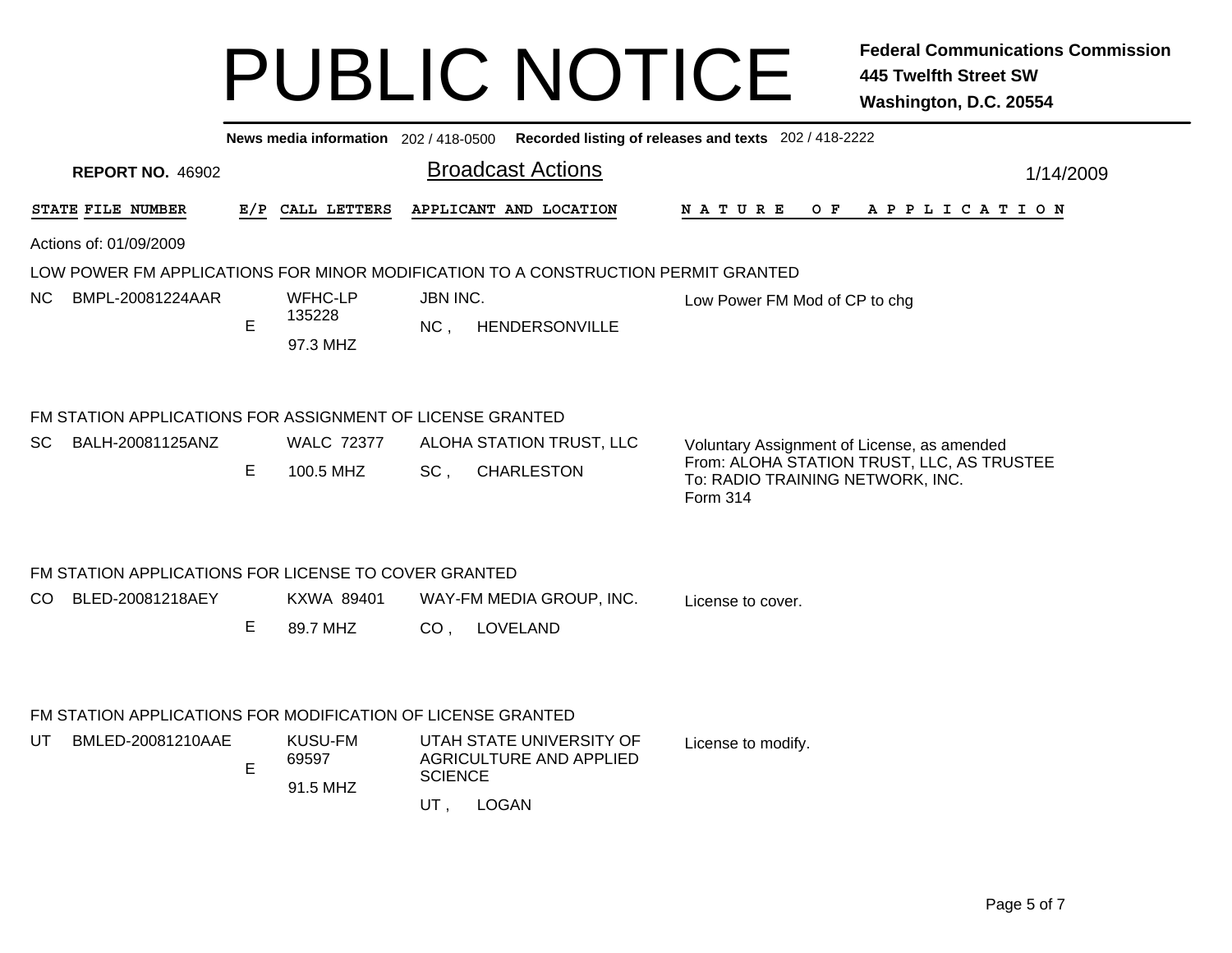# PUBLIC NOTICE

**Federal Communications Commission**
**445 Twelfth Street SW**
**Washington, D.C. 20554**

**News media information** 202 / 418-0500 **Recorded listing of releases and texts** 202 / 418-2222

**REPORT NO.** 46902

## Broadcast Actions

1/14/2009

| STATE | FILE NUMBER | E/P | CALL LETTERS | APPLICANT AND LOCATION | NATURE OF APPLICATION |
|---|---|---|---|---|---|

Actions of: 01/09/2009

### LOW POWER FM APPLICATIONS FOR MINOR MODIFICATION TO A CONSTRUCTION PERMIT GRANTED

| STATE | FILE NUMBER | E/P | CALL LETTERS | APPLICANT AND LOCATION | NATURE OF APPLICATION |
|---|---|---|---|---|---|
| NC | BMPL-20081224AAR | E | WFHC-LP 135228 97.3 MHZ | JBN INC. NC , HENDERSONVILLE | Low Power FM Mod of CP to chg |

### FM STATION APPLICATIONS FOR ASSIGNMENT OF LICENSE GRANTED

| STATE | FILE NUMBER | E/P | CALL LETTERS | APPLICANT AND LOCATION | NATURE OF APPLICATION |
|---|---|---|---|---|---|
| SC | BALH-20081125ANZ | E | WALC 72377 100.5 MHZ | ALOHA STATION TRUST, LLC SC , CHARLESTON | Voluntary Assignment of License, as amended From: ALOHA STATION TRUST, LLC, AS TRUSTEE To: RADIO TRAINING NETWORK, INC. Form 314 |

### FM STATION APPLICATIONS FOR LICENSE TO COVER GRANTED

| STATE | FILE NUMBER | E/P | CALL LETTERS | APPLICANT AND LOCATION | NATURE OF APPLICATION |
|---|---|---|---|---|---|
| CO | BLED-20081218AEY | E | KXWA 89401 89.7 MHZ | WAY-FM MEDIA GROUP, INC. CO , LOVELAND | License to cover. |

### FM STATION APPLICATIONS FOR MODIFICATION OF LICENSE GRANTED

| STATE | FILE NUMBER | E/P | CALL LETTERS | APPLICANT AND LOCATION | NATURE OF APPLICATION |
|---|---|---|---|---|---|
| UT | BMLED-20081210AAE | E | KUSU-FM 69597 91.5 MHZ | UTAH STATE UNIVERSITY OF AGRICULTURE AND APPLIED SCIENCE UT , LOGAN | License to modify. |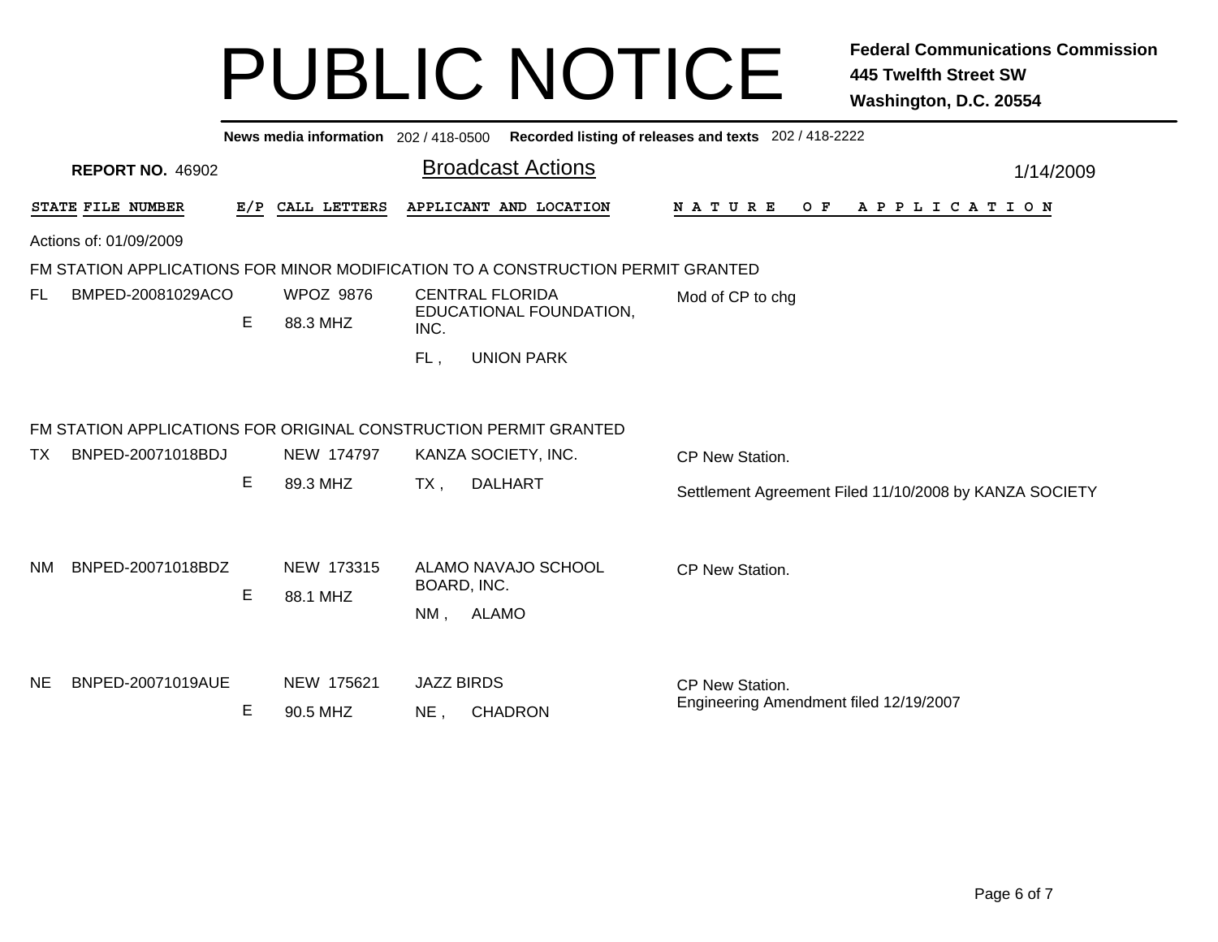# PUBLIC NOTICE

**Federal Communications Commission**
**445 Twelfth Street SW**
**Washington, D.C. 20554**

**News media information** 202 / 418-0500 **Recorded listing of releases and texts** 202 / 418-2222

**REPORT NO.** 46902

## Broadcast Actions

1/14/2009

Actions of: 01/09/2009

### FM STATION APPLICATIONS FOR MINOR MODIFICATION TO A CONSTRUCTION PERMIT GRANTED

| STATE | FILE NUMBER | E/P | CALL LETTERS | APPLICANT AND LOCATION | NATURE OF APPLICATION |
|---|---|---|---|---|---|
| FL | BMPED-20081029ACO | E | WPOZ 9876<br>88.3 MHZ | CENTRAL FLORIDA EDUCATIONAL FOUNDATION, INC.<br>FL , UNION PARK | Mod of CP to chg |

### FM STATION APPLICATIONS FOR ORIGINAL CONSTRUCTION PERMIT GRANTED

| STATE | FILE NUMBER | E/P | CALL LETTERS | APPLICANT AND LOCATION | NATURE OF APPLICATION |
|---|---|---|---|---|---|
| TX | BNPED-20071018BDJ | E | NEW 174797<br>89.3 MHZ | KANZA SOCIETY, INC.<br>TX , DALHART | CP New Station.<br>Settlement Agreement Filed 11/10/2008 by KANZA SOCIETY |
| NM | BNPED-20071018BDZ | E | NEW 173315<br>88.1 MHZ | ALAMO NAVAJO SCHOOL BOARD, INC.<br>NM , ALAMO | CP New Station. |
| NE | BNPED-20071019AUE | E | NEW 175621<br>90.5 MHZ | JAZZ BIRDS<br>NE , CHADRON | CP New Station.<br>Engineering Amendment filed 12/19/2007 |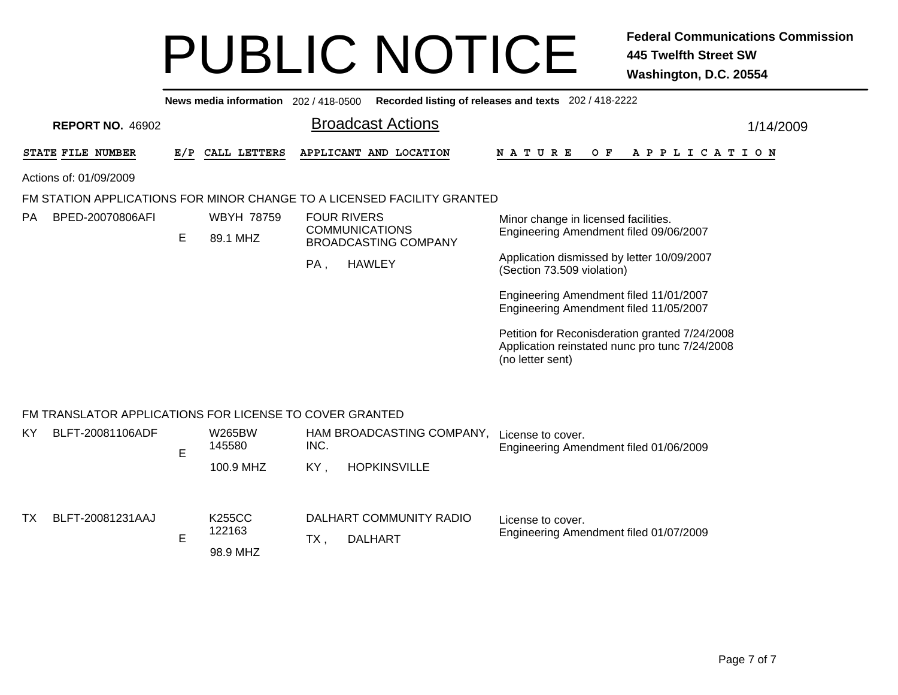# PUBLIC NOTICE

**Federal Communications Commission**
**445 Twelfth Street SW**
**Washington, D.C. 20554**

**News media information** 202 / 418-0500 **Recorded listing of releases and texts** 202 / 418-2222

**REPORT NO.** 46902

## Broadcast Actions

1/14/2009

Actions of: 01/09/2009

### FM STATION APPLICATIONS FOR MINOR CHANGE TO A LICENSED FACILITY GRANTED

| STATE | FILE NUMBER | E/P | CALL LETTERS | APPLICANT AND LOCATION | NATURE OF APPLICATION |
|---|---|---|---|---|---|
| PA | BPED-20070806AFI | E | WBYH 78759<br>89.1 MHZ | FOUR RIVERS COMMUNICATIONS BROADCASTING COMPANY<br>PA , HAWLEY | Minor change in licensed facilities.<br>Engineering Amendment filed 09/06/2007<br><br>Application dismissed by letter 10/09/2007 (Section 73.509 violation)<br><br>Engineering Amendment filed 11/01/2007<br>Engineering Amendment filed 11/05/2007<br><br>Petition for Reconisderation granted 7/24/2008<br>Application reinstated nunc pro tunc 7/24/2008 (no letter sent) |

### FM TRANSLATOR APPLICATIONS FOR LICENSE TO COVER GRANTED

| STATE | FILE NUMBER | E/P | CALL LETTERS | APPLICANT AND LOCATION | NATURE OF APPLICATION |
|---|---|---|---|---|---|
| KY | BLFT-20081106ADF | E | W265BW 145580<br>100.9 MHZ | HAM BROADCASTING COMPANY, INC.<br>KY , HOPKINSVILLE | License to cover.<br>Engineering Amendment filed 01/06/2009 |
| TX | BLFT-20081231AAJ | E | K255CC 122163<br>98.9 MHZ | DALHART COMMUNITY RADIO<br>TX , DALHART | License to cover.<br>Engineering Amendment filed 01/07/2009 |